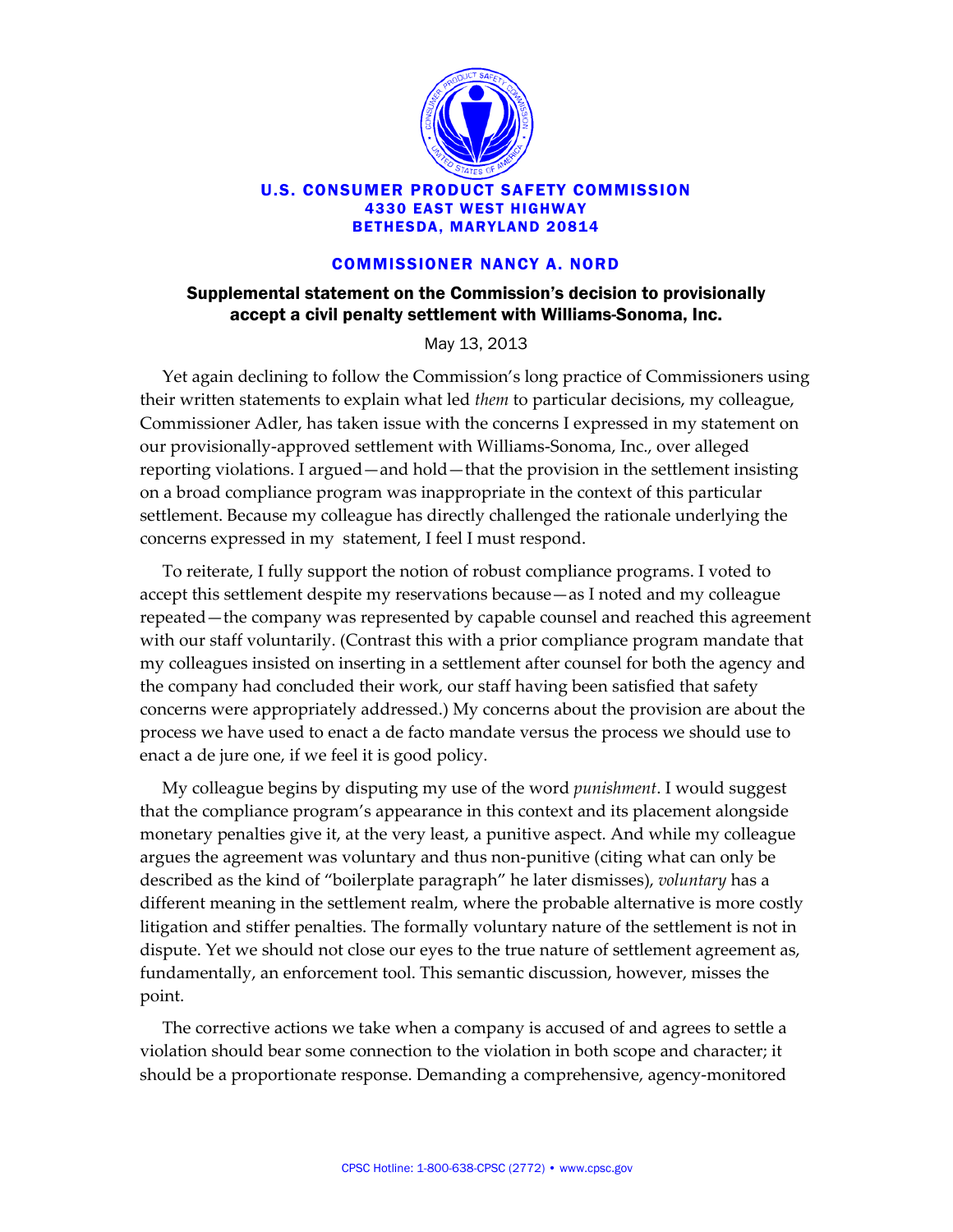**U.S. CONSUMER PRODUCT SAFETY COMMISSION**
**4330 EAST WEST HIGHWAY**
**BETHESDA, MARYLAND 20814**

**COMMISSIONER NANCY A. NORD**

## Supplemental statement on the Commission's decision to provisionally accept a civil penalty settlement with Williams-Sonoma, Inc.

May 13, 2013

Yet again declining to follow the Commission's long practice of Commissioners using their written statements to explain what led *them* to particular decisions, my colleague, Commissioner Adler, has taken issue with the concerns I expressed in my statement on our provisionally-approved settlement with Williams-Sonoma, Inc., over alleged reporting violations. I argued—and hold—that the provision in the settlement insisting on a broad compliance program was inappropriate in the context of this particular settlement. Because my colleague has directly challenged the rationale underlying the concerns expressed in my statement, I feel I must respond.

To reiterate, I fully support the notion of robust compliance programs. I voted to accept this settlement despite my reservations because—as I noted and my colleague repeated—the company was represented by capable counsel and reached this agreement with our staff voluntarily. (Contrast this with a prior compliance program mandate that my colleagues insisted on inserting in a settlement after counsel for both the agency and the company had concluded their work, our staff having been satisfied that safety concerns were appropriately addressed.) My concerns about the provision are about the process we have used to enact a de facto mandate versus the process we should use to enact a de jure one, if we feel it is good policy.

My colleague begins by disputing my use of the word *punishment*. I would suggest that the compliance program's appearance in this context and its placement alongside monetary penalties give it, at the very least, a punitive aspect. And while my colleague argues the agreement was voluntary and thus non-punitive (citing what can only be described as the kind of "boilerplate paragraph" he later dismisses), *voluntary* has a different meaning in the settlement realm, where the probable alternative is more costly litigation and stiffer penalties. The formally voluntary nature of the settlement is not in dispute. Yet we should not close our eyes to the true nature of settlement agreement as, fundamentally, an enforcement tool. This semantic discussion, however, misses the point.

The corrective actions we take when a company is accused of and agrees to settle a violation should bear some connection to the violation in both scope and character; it should be a proportionate response. Demanding a comprehensive, agency-monitored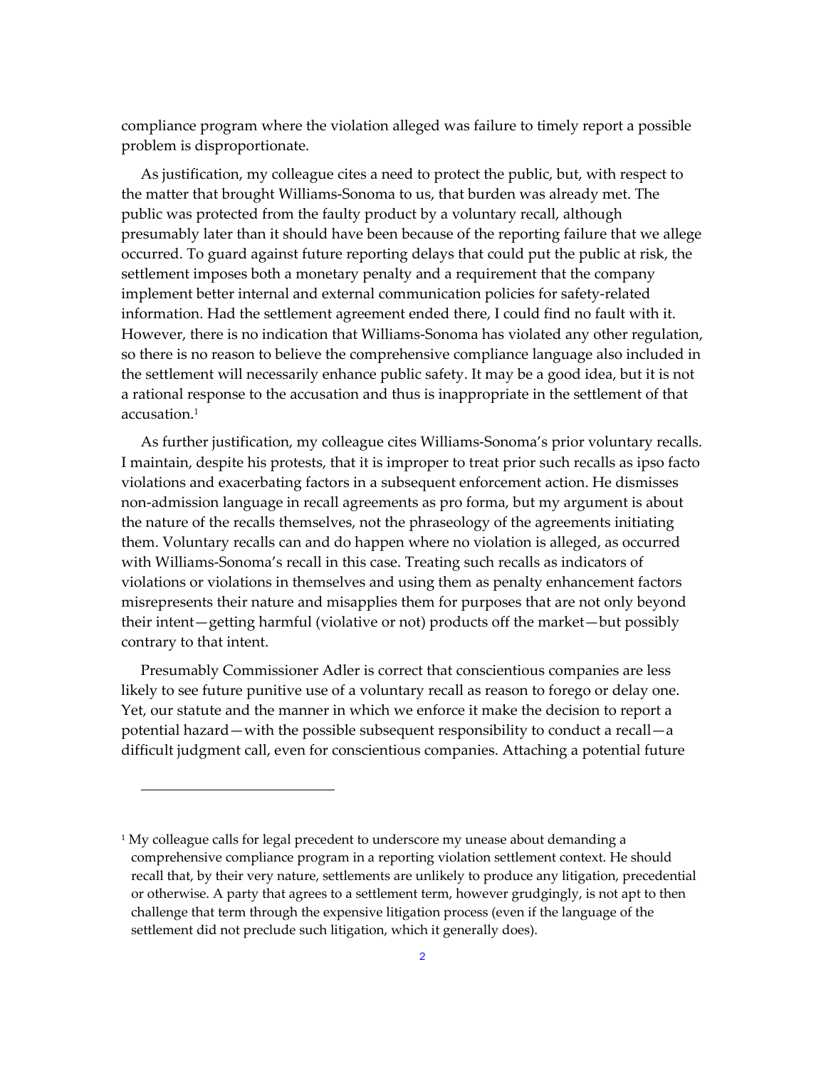compliance program where the violation alleged was failure to timely report a possible problem is disproportionate.

As justification, my colleague cites a need to protect the public, but, with respect to the matter that brought Williams-Sonoma to us, that burden was already met. The public was protected from the faulty product by a voluntary recall, although presumably later than it should have been because of the reporting failure that we allege occurred. To guard against future reporting delays that could put the public at risk, the settlement imposes both a monetary penalty and a requirement that the company implement better internal and external communication policies for safety-related information. Had the settlement agreement ended there, I could find no fault with it. However, there is no indication that Williams-Sonoma has violated any other regulation, so there is no reason to believe the comprehensive compliance language also included in the settlement will necessarily enhance public safety. It may be a good idea, but it is not a rational response to the accusation and thus is inappropriate in the settlement of that accusation.[1]

As further justification, my colleague cites Williams-Sonoma's prior voluntary recalls. I maintain, despite his protests, that it is improper to treat prior such recalls as ipso facto violations and exacerbating factors in a subsequent enforcement action. He dismisses non-admission language in recall agreements as pro forma, but my argument is about the nature of the recalls themselves, not the phraseology of the agreements initiating them. Voluntary recalls can and do happen where no violation is alleged, as occurred with Williams-Sonoma's recall in this case. Treating such recalls as indicators of violations or violations in themselves and using them as penalty enhancement factors misrepresents their nature and misapplies them for purposes that are not only beyond their intent—getting harmful (violative or not) products off the market—but possibly contrary to that intent.

Presumably Commissioner Adler is correct that conscientious companies are less likely to see future punitive use of a voluntary recall as reason to forego or delay one. Yet, our statute and the manner in which we enforce it make the decision to report a potential hazard—with the possible subsequent responsibility to conduct a recall—a difficult judgment call, even for conscientious companies. Attaching a potential future

---

[1] My colleague calls for legal precedent to underscore my unease about demanding a comprehensive compliance program in a reporting violation settlement context. He should recall that, by their very nature, settlements are unlikely to produce any litigation, precedential or otherwise. A party that agrees to a settlement term, however grudgingly, is not apt to then challenge that term through the expensive litigation process (even if the language of the settlement did not preclude such litigation, which it generally does).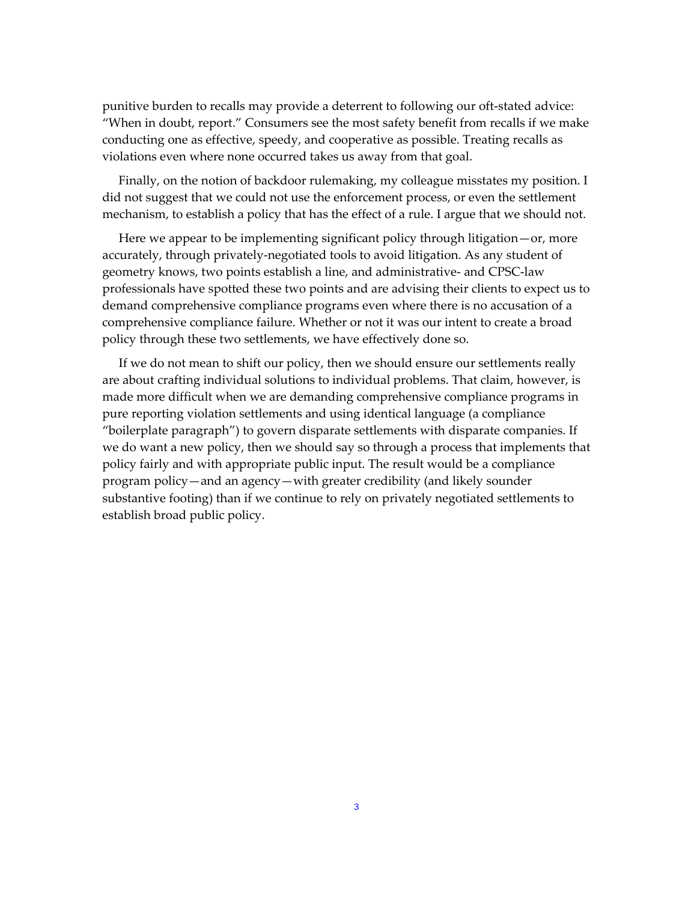punitive burden to recalls may provide a deterrent to following our oft-stated advice: "When in doubt, report." Consumers see the most safety benefit from recalls if we make conducting one as effective, speedy, and cooperative as possible. Treating recalls as violations even where none occurred takes us away from that goal.

Finally, on the notion of backdoor rulemaking, my colleague misstates my position. I did not suggest that we could not use the enforcement process, or even the settlement mechanism, to establish a policy that has the effect of a rule. I argue that we should not.

Here we appear to be implementing significant policy through litigation—or, more accurately, through privately-negotiated tools to avoid litigation. As any student of geometry knows, two points establish a line, and administrative- and CPSC-law professionals have spotted these two points and are advising their clients to expect us to demand comprehensive compliance programs even where there is no accusation of a comprehensive compliance failure. Whether or not it was our intent to create a broad policy through these two settlements, we have effectively done so.

If we do not mean to shift our policy, then we should ensure our settlements really are about crafting individual solutions to individual problems. That claim, however, is made more difficult when we are demanding comprehensive compliance programs in pure reporting violation settlements and using identical language (a compliance "boilerplate paragraph") to govern disparate settlements with disparate companies. If we do want a new policy, then we should say so through a process that implements that policy fairly and with appropriate public input. The result would be a compliance program policy—and an agency—with greater credibility (and likely sounder substantive footing) than if we continue to rely on privately negotiated settlements to establish broad public policy.